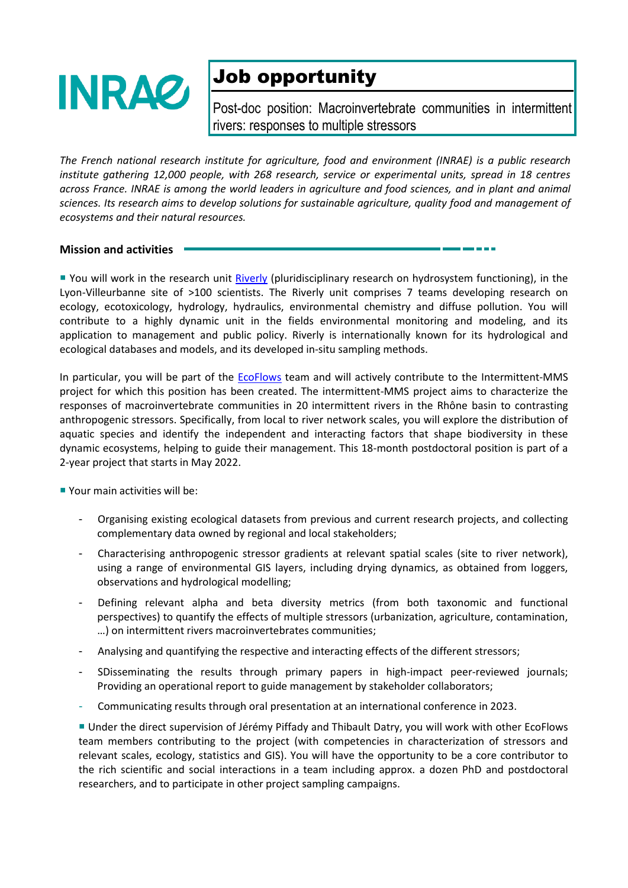INRAE

# Job opportunity

Post-doc position: Macroinvertebrate communities in intermittent rivers: responses to multiple stressors

*The French national research institute for agriculture, food and environment (INRAE) is a public research institute gathering 12,000 people, with 268 research, service or experimental units, spread in 18 centres across France. INRAE is among the world leaders in agriculture and food sciences, and in plant and animal sciences. Its research aims to develop solutions for sustainable agriculture, quality food and management of ecosystems and their natural resources.*

## Mission and activities

▪ You will work in the research unit [Riverly](Riverly) (pluridisciplinary research on hydrosystem functioning), in the Lyon-Villeurbanne site of >100 scientists. The Riverly unit comprises 7 teams developing research on ecology, ecotoxicology, hydrology, hydraulics, environmental chemistry and diffuse pollution. You will contribute to a highly dynamic unit in the fields environmental monitoring and modeling, and its application to management and public policy. Riverly is internationally known for its hydrological and ecological databases and models, and its developed in-situ sampling methods.

In particular, you will be part of the [EcoFlows](EcoFlows) team and will actively contribute to the Intermittent-MMS project for which this position has been created. The intermittent-MMS project aims to characterize the responses of macroinvertebrate communities in 20 intermittent rivers in the Rhône basin to contrasting anthropogenic stressors. Specifically, from local to river network scales, you will explore the distribution of aquatic species and identify the independent and interacting factors that shape biodiversity in these dynamic ecosystems, helping to guide their management. This 18-month postdoctoral position is part of a 2-year project that starts in May 2022.

▪ Your main activities will be:

- Organising existing ecological datasets from previous and current research projects, and collecting complementary data owned by regional and local stakeholders;
- Characterising anthropogenic stressor gradients at relevant spatial scales (site to river network), using a range of environmental GIS layers, including drying dynamics, as obtained from loggers, observations and hydrological modelling;
- Defining relevant alpha and beta diversity metrics (from both taxonomic and functional perspectives) to quantify the effects of multiple stressors (urbanization, agriculture, contamination, …) on intermittent rivers macroinvertebrates communities;
- Analysing and quantifying the respective and interacting effects of the different stressors;
- SDisseminating the results through primary papers in high-impact peer-reviewed journals; Providing an operational report to guide management by stakeholder collaborators;
- Communicating results through oral presentation at an international conference in 2023.

▪ Under the direct supervision of Jérémy Piffady and Thibault Datry, you will work with other EcoFlows team members contributing to the project (with competencies in characterization of stressors and relevant scales, ecology, statistics and GIS). You will have the opportunity to be a core contributor to the rich scientific and social interactions in a team including approx. a dozen PhD and postdoctoral researchers, and to participate in other project sampling campaigns.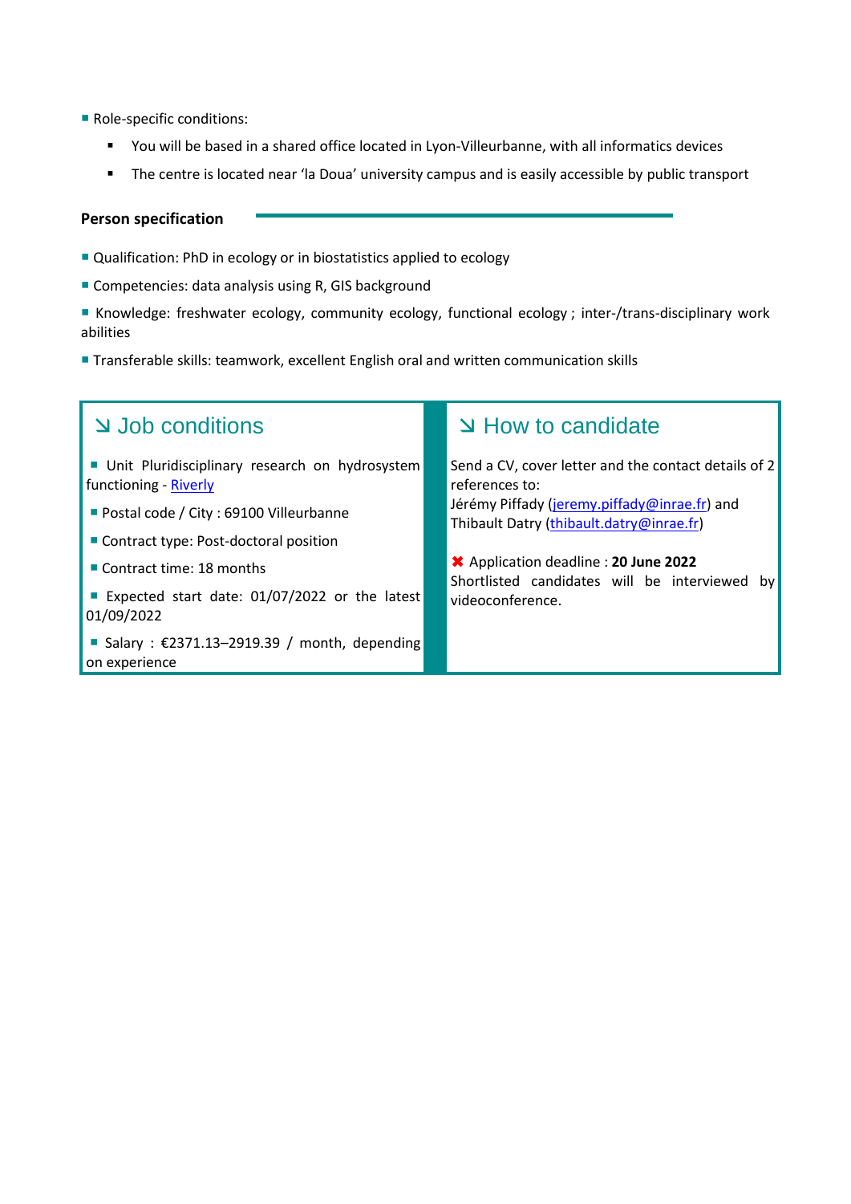- Role-specific conditions:
  - You will be based in a shared office located in Lyon-Villeurbanne, with all informatics devices
  - The centre is located near 'la Doua' university campus and is easily accessible by public transport

## Person specification

- Qualification: PhD in ecology or in biostatistics applied to ecology
- Competencies: data analysis using R, GIS background
- Knowledge: freshwater ecology, community ecology, functional ecology ; inter-/trans-disciplinary work abilities
- Transferable skills: teamwork, excellent English oral and written communication skills

## ↘ Job conditions

- Unit Pluridisciplinary research on hydrosystem functioning - [Riverly]
- Postal code / City : 69100 Villeurbanne
- Contract type: Post-doctoral position
- Contract time: 18 months
- Expected start date: 01/07/2022 or the latest 01/09/2022
- Salary : €2371.13–2919.39 / month, depending on experience

## ↘ How to candidate

Send a CV, cover letter and the contact details of 2 references to:
Jérémy Piffady (jeremy.piffady@inrae.fr) and Thibault Datry (thibault.datry@inrae.fr)

✖ Application deadline : **20 June 2022**
Shortlisted candidates will be interviewed by videoconference.